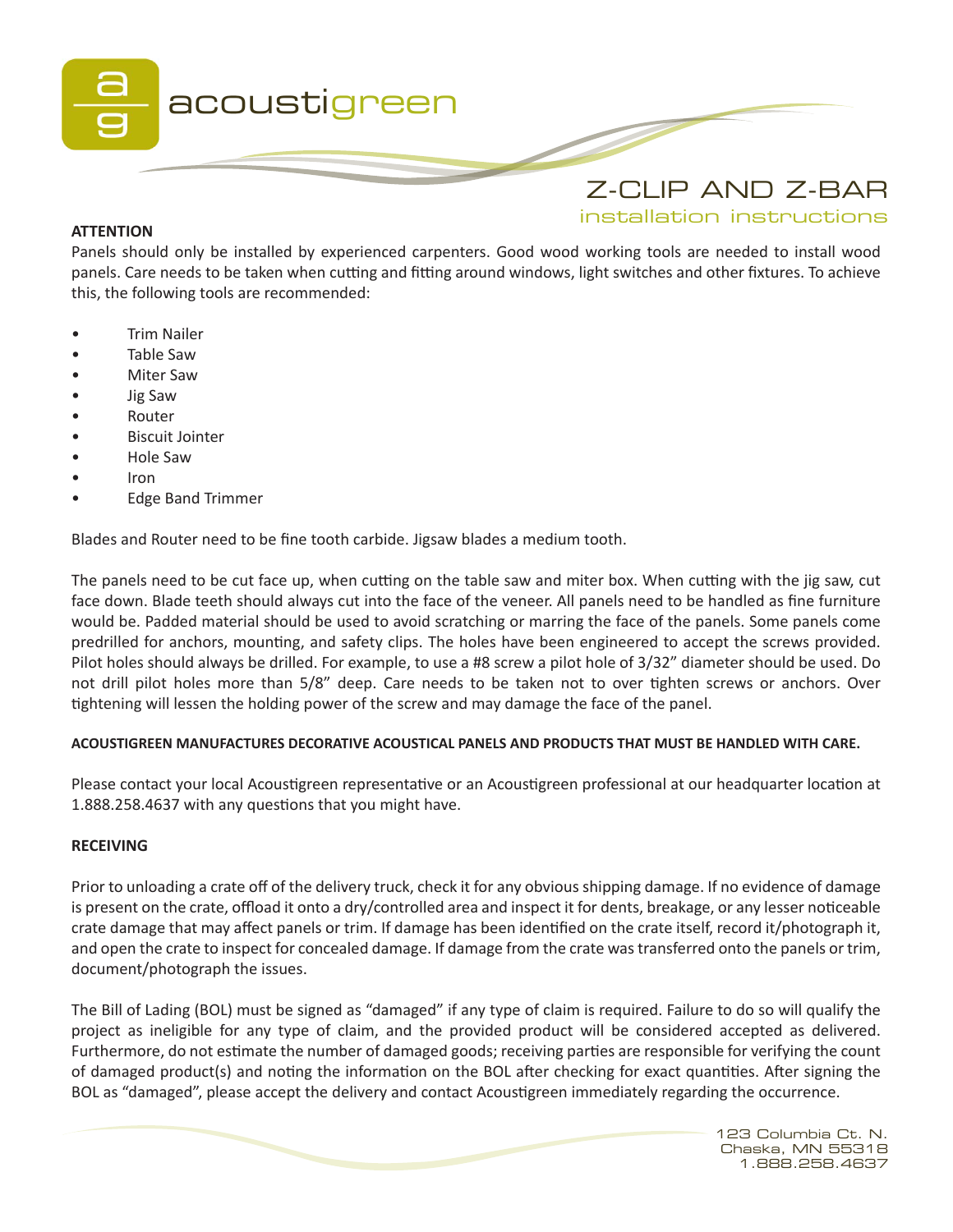acoustigreen

# Z-CLIP AND Z-BAR

## installation instructions

**ATTENTION**

Panels should only be installed by experienced carpenters. Good wood working tools are needed to install wood panels. Care needs to be taken when cutting and fitting around windows, light switches and other fixtures. To achieve this, the following tools are recommended:

- Trim Nailer
- Table Saw
- Miter Saw
- Jig Saw
- Router
- Biscuit Jointer
- Hole Saw
- Iron
- Edge Band Trimmer

Blades and Router need to be fine tooth carbide. Jigsaw blades a medium tooth.

The panels need to be cut face up, when cutting on the table saw and miter box. When cutting with the jig saw, cut face down. Blade teeth should always cut into the face of the veneer. All panels need to be handled as fine furniture would be. Padded material should be used to avoid scratching or marring the face of the panels. Some panels come predrilled for anchors, mounting, and safety clips. The holes have been engineered to accept the screws provided. Pilot holes should always be drilled. For example, to use a #8 screw a pilot hole of 3/32" diameter should be used. Do not drill pilot holes more than 5/8" deep. Care needs to be taken not to over tighten screws or anchors. Over tightening will lessen the holding power of the screw and may damage the face of the panel.

**ACOUSTIGREEN MANUFACTURES DECORATIVE ACOUSTICAL PANELS AND PRODUCTS THAT MUST BE HANDLED WITH CARE.**

Please contact your local Acoustigreen representative or an Acoustigreen professional at our headquarter location at 1.888.258.4637 with any questions that you might have.

**RECEIVING**

Prior to unloading a crate off of the delivery truck, check it for any obvious shipping damage. If no evidence of damage is present on the crate, offload it onto a dry/controlled area and inspect it for dents, breakage, or any lesser noticeable crate damage that may affect panels or trim. If damage has been identified on the crate itself, record it/photograph it, and open the crate to inspect for concealed damage. If damage from the crate was transferred onto the panels or trim, document/photograph the issues.

The Bill of Lading (BOL) must be signed as "damaged" if any type of claim is required. Failure to do so will qualify the project as ineligible for any type of claim, and the provided product will be considered accepted as delivered. Furthermore, do not estimate the number of damaged goods; receiving parties are responsible for verifying the count of damaged product(s) and noting the information on the BOL after checking for exact quantities. After signing the BOL as "damaged", please accept the delivery and contact Acoustigreen immediately regarding the occurrence.

123 Columbia Ct. N.
Chaska, MN 55318
1.888.258.4637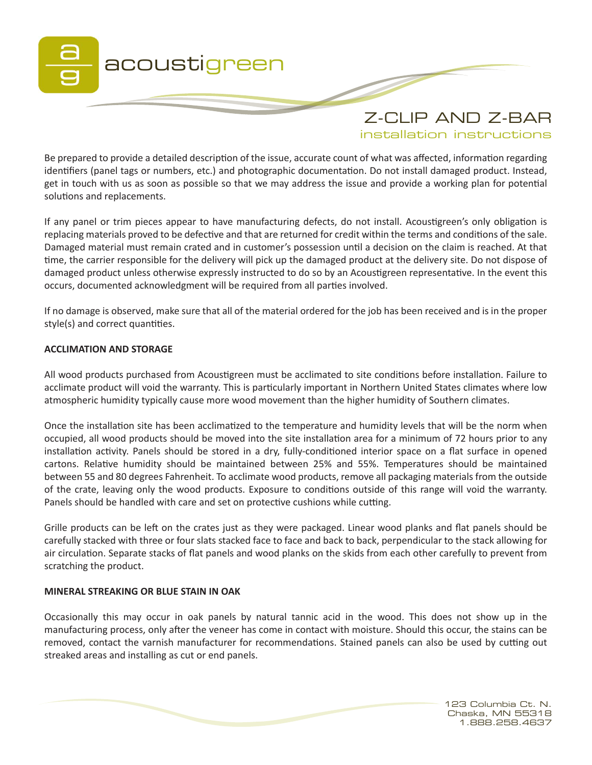Be prepared to provide a detailed description of the issue, accurate count of what was affected, information regarding identifiers (panel tags or numbers, etc.) and photographic documentation. Do not install damaged product. Instead, get in touch with us as soon as possible so that we may address the issue and provide a working plan for potential solutions and replacements.

If any panel or trim pieces appear to have manufacturing defects, do not install. Acoustigreen's only obligation is replacing materials proved to be defective and that are returned for credit within the terms and conditions of the sale. Damaged material must remain crated and in customer's possession until a decision on the claim is reached. At that time, the carrier responsible for the delivery will pick up the damaged product at the delivery site. Do not dispose of damaged product unless otherwise expressly instructed to do so by an Acoustigreen representative. In the event this occurs, documented acknowledgment will be required from all parties involved.

If no damage is observed, make sure that all of the material ordered for the job has been received and is in the proper style(s) and correct quantities.

**ACCLIMATION AND STORAGE**

All wood products purchased from Acoustigreen must be acclimated to site conditions before installation. Failure to acclimate product will void the warranty. This is particularly important in Northern United States climates where low atmospheric humidity typically cause more wood movement than the higher humidity of Southern climates.

Once the installation site has been acclimatized to the temperature and humidity levels that will be the norm when occupied, all wood products should be moved into the site installation area for a minimum of 72 hours prior to any installation activity. Panels should be stored in a dry, fully-conditioned interior space on a flat surface in opened cartons. Relative humidity should be maintained between 25% and 55%. Temperatures should be maintained between 55 and 80 degrees Fahrenheit. To acclimate wood products, remove all packaging materials from the outside of the crate, leaving only the wood products. Exposure to conditions outside of this range will void the warranty. Panels should be handled with care and set on protective cushions while cutting.

Grille products can be left on the crates just as they were packaged. Linear wood planks and flat panels should be carefully stacked with three or four slats stacked face to face and back to back, perpendicular to the stack allowing for air circulation. Separate stacks of flat panels and wood planks on the skids from each other carefully to prevent from scratching the product.

**MINERAL STREAKING OR BLUE STAIN IN OAK**

Occasionally this may occur in oak panels by natural tannic acid in the wood. This does not show up in the manufacturing process, only after the veneer has come in contact with moisture. Should this occur, the stains can be removed, contact the varnish manufacturer for recommendations. Stained panels can also be used by cutting out streaked areas and installing as cut or end panels.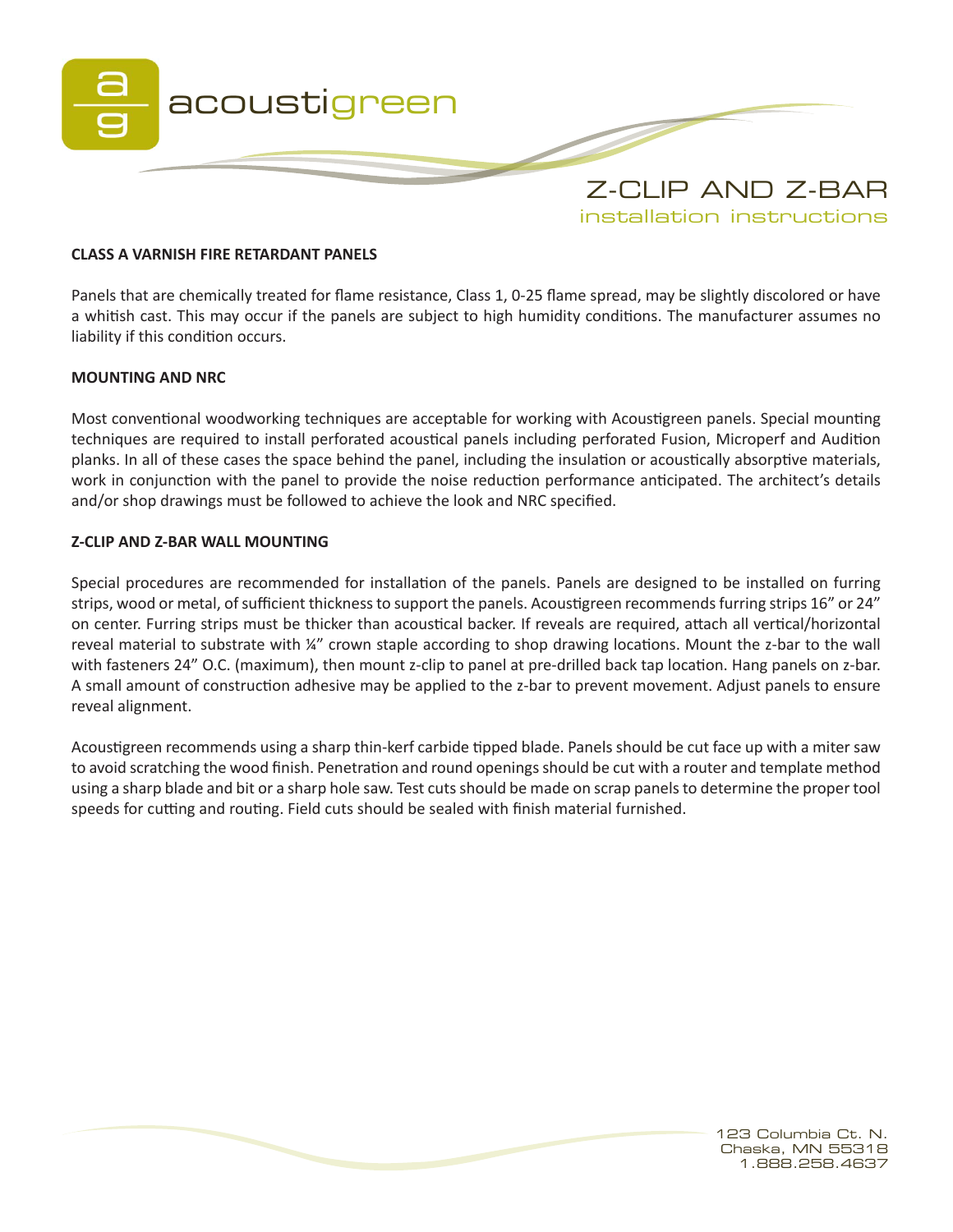acoustigreen

# Z-CLIP AND Z-BAR

installation instructions

**CLASS A VARNISH FIRE RETARDANT PANELS**

Panels that are chemically treated for flame resistance, Class 1, 0-25 flame spread, may be slightly discolored or have a whitish cast. This may occur if the panels are subject to high humidity conditions. The manufacturer assumes no liability if this condition occurs.

**MOUNTING AND NRC**

Most conventional woodworking techniques are acceptable for working with Acoustigreen panels. Special mounting techniques are required to install perforated acoustical panels including perforated Fusion, Microperf and Audition planks. In all of these cases the space behind the panel, including the insulation or acoustically absorptive materials, work in conjunction with the panel to provide the noise reduction performance anticipated. The architect's details and/or shop drawings must be followed to achieve the look and NRC specified.

**Z-CLIP AND Z-BAR WALL MOUNTING**

Special procedures are recommended for installation of the panels. Panels are designed to be installed on furring strips, wood or metal, of sufficient thickness to support the panels. Acoustigreen recommends furring strips 16" or 24" on center. Furring strips must be thicker than acoustical backer. If reveals are required, attach all vertical/horizontal reveal material to substrate with ¼" crown staple according to shop drawing locations. Mount the z-bar to the wall with fasteners 24" O.C. (maximum), then mount z-clip to panel at pre-drilled back tap location. Hang panels on z-bar. A small amount of construction adhesive may be applied to the z-bar to prevent movement. Adjust panels to ensure reveal alignment.

Acoustigreen recommends using a sharp thin-kerf carbide tipped blade. Panels should be cut face up with a miter saw to avoid scratching the wood finish. Penetration and round openings should be cut with a router and template method using a sharp blade and bit or a sharp hole saw. Test cuts should be made on scrap panels to determine the proper tool speeds for cutting and routing. Field cuts should be sealed with finish material furnished.

123 Columbia Ct. N.
Chaska, MN 55318
1.888.258.4637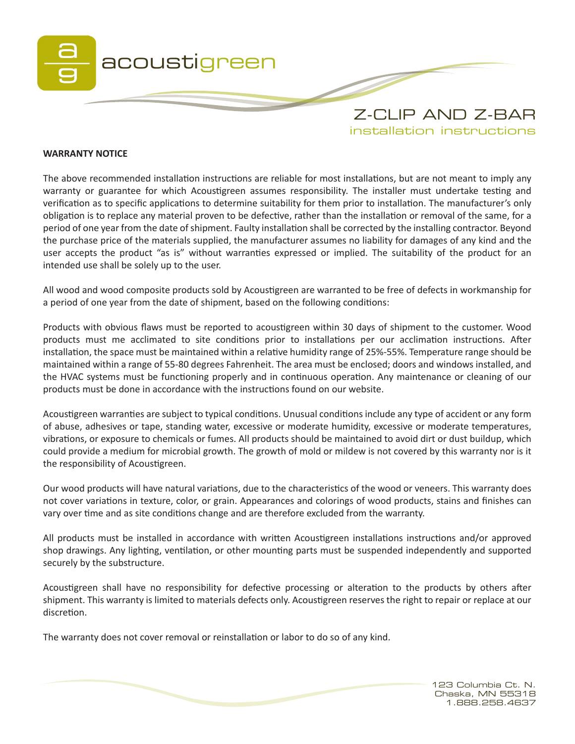# Z-CLIP AND Z-BAR

## installation instructions

**WARRANTY NOTICE**

The above recommended installation instructions are reliable for most installations, but are not meant to imply any warranty or guarantee for which Acoustigreen assumes responsibility. The installer must undertake testing and verification as to specific applications to determine suitability for them prior to installation. The manufacturer's only obligation is to replace any material proven to be defective, rather than the installation or removal of the same, for a period of one year from the date of shipment. Faulty installation shall be corrected by the installing contractor. Beyond the purchase price of the materials supplied, the manufacturer assumes no liability for damages of any kind and the user accepts the product "as is" without warranties expressed or implied. The suitability of the product for an intended use shall be solely up to the user.

All wood and wood composite products sold by Acoustigreen are warranted to be free of defects in workmanship for a period of one year from the date of shipment, based on the following conditions:

Products with obvious flaws must be reported to acoustigreen within 30 days of shipment to the customer. Wood products must me acclimated to site conditions prior to installations per our acclimation instructions. After installation, the space must be maintained within a relative humidity range of 25%-55%. Temperature range should be maintained within a range of 55-80 degrees Fahrenheit. The area must be enclosed; doors and windows installed, and the HVAC systems must be functioning properly and in continuous operation. Any maintenance or cleaning of our products must be done in accordance with the instructions found on our website.

Acoustigreen warranties are subject to typical conditions. Unusual conditions include any type of accident or any form of abuse, adhesives or tape, standing water, excessive or moderate humidity, excessive or moderate temperatures, vibrations, or exposure to chemicals or fumes. All products should be maintained to avoid dirt or dust buildup, which could provide a medium for microbial growth. The growth of mold or mildew is not covered by this warranty nor is it the responsibility of Acoustigreen.

Our wood products will have natural variations, due to the characteristics of the wood or veneers. This warranty does not cover variations in texture, color, or grain. Appearances and colorings of wood products, stains and finishes can vary over time and as site conditions change and are therefore excluded from the warranty.

All products must be installed in accordance with written Acoustigreen installations instructions and/or approved shop drawings. Any lighting, ventilation, or other mounting parts must be suspended independently and supported securely by the substructure.

Acoustigreen shall have no responsibility for defective processing or alteration to the products by others after shipment. This warranty is limited to materials defects only. Acoustigreen reserves the right to repair or replace at our discretion.

The warranty does not cover removal or reinstallation or labor to do so of any kind.

123 Columbia Ct. N.
Chaska, MN 55318
1.888.258.4637